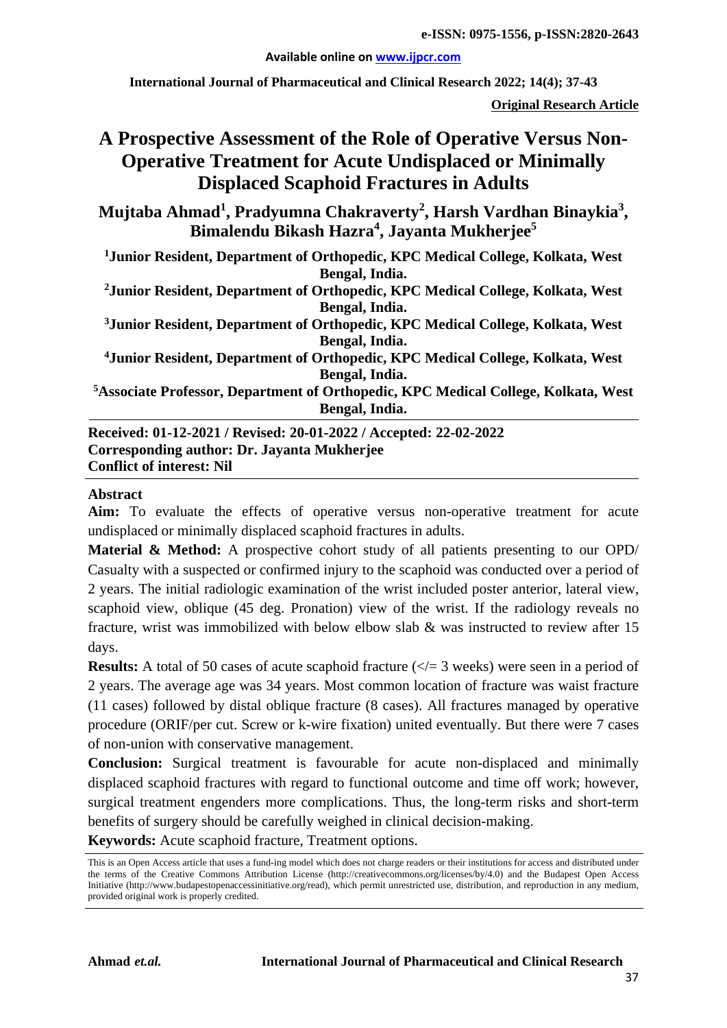# A Prospective Assessment of the Role of Operative Versus Non-Operative Treatment for Acute Undisplaced or Minimally Displaced Scaphoid Fractures in Adults

**Original Research Article**

**Mujtaba Ahmad[1], Pradyumna Chakraverty[2], Harsh Vardhan Binaykia[3], Bimalendu Bikash Hazra[4], Jayanta Mukherjee[5]**

[1]Junior Resident, Department of Orthopedic, KPC Medical College, Kolkata, West Bengal, India.

[2]Junior Resident, Department of Orthopedic, KPC Medical College, Kolkata, West Bengal, India.

[3]Junior Resident, Department of Orthopedic, KPC Medical College, Kolkata, West Bengal, India.

[4]Junior Resident, Department of Orthopedic, KPC Medical College, Kolkata, West Bengal, India.

[5]Associate Professor, Department of Orthopedic, KPC Medical College, Kolkata, West Bengal, India.

**Received: 01-12-2021 / Revised: 20-01-2022 / Accepted: 22-02-2022**
**Corresponding author: Dr. Jayanta Mukherjee**
**Conflict of interest: Nil**

## Abstract

**Aim:** To evaluate the effects of operative versus non-operative treatment for acute undisplaced or minimally displaced scaphoid fractures in adults.

**Material & Method:** A prospective cohort study of all patients presenting to our OPD/ Casualty with a suspected or confirmed injury to the scaphoid was conducted over a period of 2 years. The initial radiologic examination of the wrist included poster anterior, lateral view, scaphoid view, oblique (45 deg. Pronation) view of the wrist. If the radiology reveals no fracture, wrist was immobilized with below elbow slab & was instructed to review after 15 days.

**Results:** A total of 50 cases of acute scaphoid fracture (</= 3 weeks) were seen in a period of 2 years. The average age was 34 years. Most common location of fracture was waist fracture (11 cases) followed by distal oblique fracture (8 cases). All fractures managed by operative procedure (ORIF/per cut. Screw or k-wire fixation) united eventually. But there were 7 cases of non-union with conservative management.

**Conclusion:** Surgical treatment is favourable for acute non-displaced and minimally displaced scaphoid fractures with regard to functional outcome and time off work; however, surgical treatment engenders more complications. Thus, the long-term risks and short-term benefits of surgery should be carefully weighed in clinical decision-making.

**Keywords:** Acute scaphoid fracture, Treatment options.

This is an Open Access article that uses a fund-ing model which does not charge readers or their institutions for access and distributed under the terms of the Creative Commons Attribution License (http://creativecommons.org/licenses/by/4.0) and the Budapest Open Access Initiative (http://www.budapestopenaccessinitiative.org/read), which permit unrestricted use, distribution, and reproduction in any medium, provided original work is properly credited.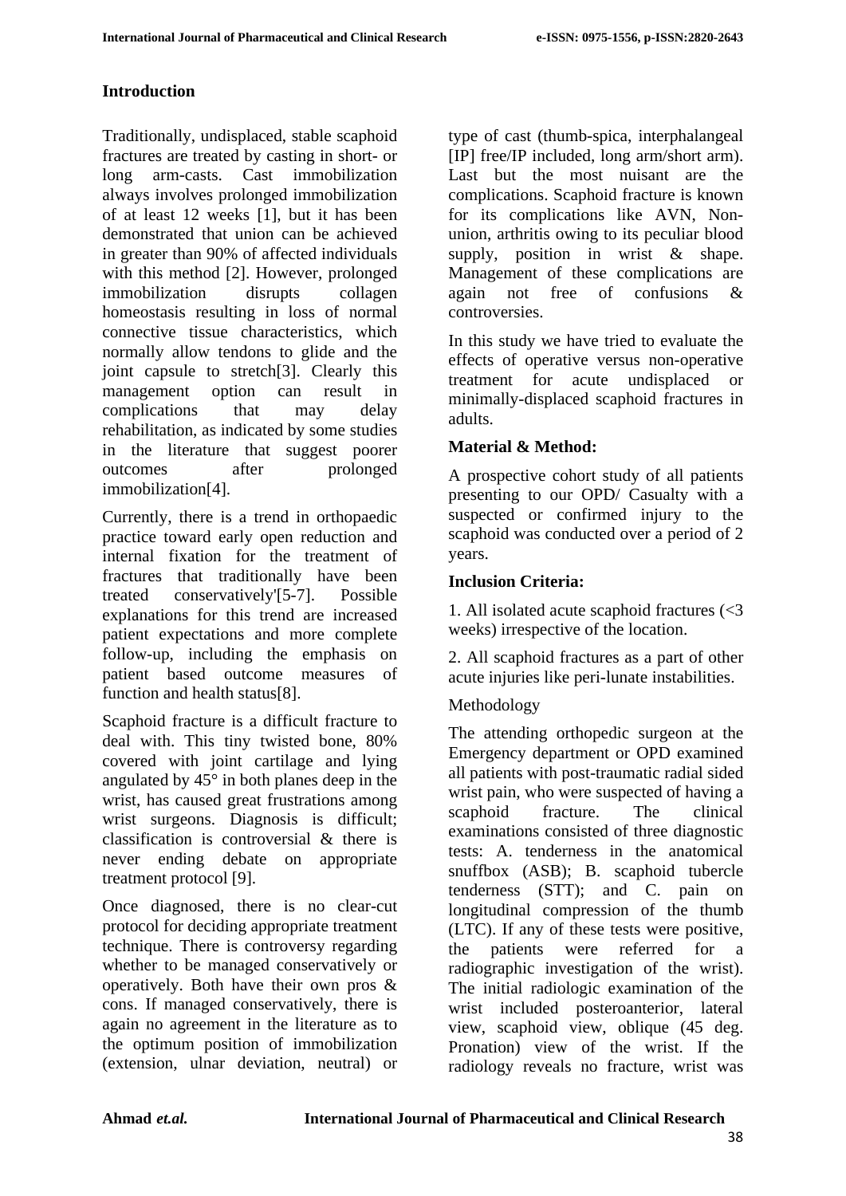## Introduction

Traditionally, undisplaced, stable scaphoid fractures are treated by casting in short- or long arm-casts. Cast immobilization always involves prolonged immobilization of at least 12 weeks [1], but it has been demonstrated that union can be achieved in greater than 90% of affected individuals with this method [2]. However, prolonged immobilization disrupts collagen homeostasis resulting in loss of normal connective tissue characteristics, which normally allow tendons to glide and the joint capsule to stretch[3]. Clearly this management option can result in complications that may delay rehabilitation, as indicated by some studies in the literature that suggest poorer outcomes after prolonged immobilization[4].

Currently, there is a trend in orthopaedic practice toward early open reduction and internal fixation for the treatment of fractures that traditionally have been treated conservatively'[5-7]. Possible explanations for this trend are increased patient expectations and more complete follow-up, including the emphasis on patient based outcome measures of function and health status[8].

Scaphoid fracture is a difficult fracture to deal with. This tiny twisted bone, 80% covered with joint cartilage and lying angulated by 45° in both planes deep in the wrist, has caused great frustrations among wrist surgeons. Diagnosis is difficult; classification is controversial & there is never ending debate on appropriate treatment protocol [9].

Once diagnosed, there is no clear-cut protocol for deciding appropriate treatment technique. There is controversy regarding whether to be managed conservatively or operatively. Both have their own pros & cons. If managed conservatively, there is again no agreement in the literature as to the optimum position of immobilization (extension, ulnar deviation, neutral) or type of cast (thumb-spica, interphalangeal [IP] free/IP included, long arm/short arm). Last but the most nuisant are the complications. Scaphoid fracture is known for its complications like AVN, Non-union, arthritis owing to its peculiar blood supply, position in wrist & shape. Management of these complications are again not free of confusions & controversies.

In this study we have tried to evaluate the effects of operative versus non-operative treatment for acute undisplaced or minimally-displaced scaphoid fractures in adults.

## Material & Method:

A prospective cohort study of all patients presenting to our OPD/ Casualty with a suspected or confirmed injury to the scaphoid was conducted over a period of 2 years.

### Inclusion Criteria:

1. All isolated acute scaphoid fractures (<3 weeks) irrespective of the location.

2. All scaphoid fractures as a part of other acute injuries like peri-lunate instabilities.

### Methodology

The attending orthopedic surgeon at the Emergency department or OPD examined all patients with post-traumatic radial sided wrist pain, who were suspected of having a scaphoid fracture. The clinical examinations consisted of three diagnostic tests: A. tenderness in the anatomical snuffbox (ASB); B. scaphoid tubercle tenderness (STT); and C. pain on longitudinal compression of the thumb (LTC). If any of these tests were positive, the patients were referred for a radiographic investigation of the wrist). The initial radiologic examination of the wrist included posteroanterior, lateral view, scaphoid view, oblique (45 deg. Pronation) view of the wrist. If the radiology reveals no fracture, wrist was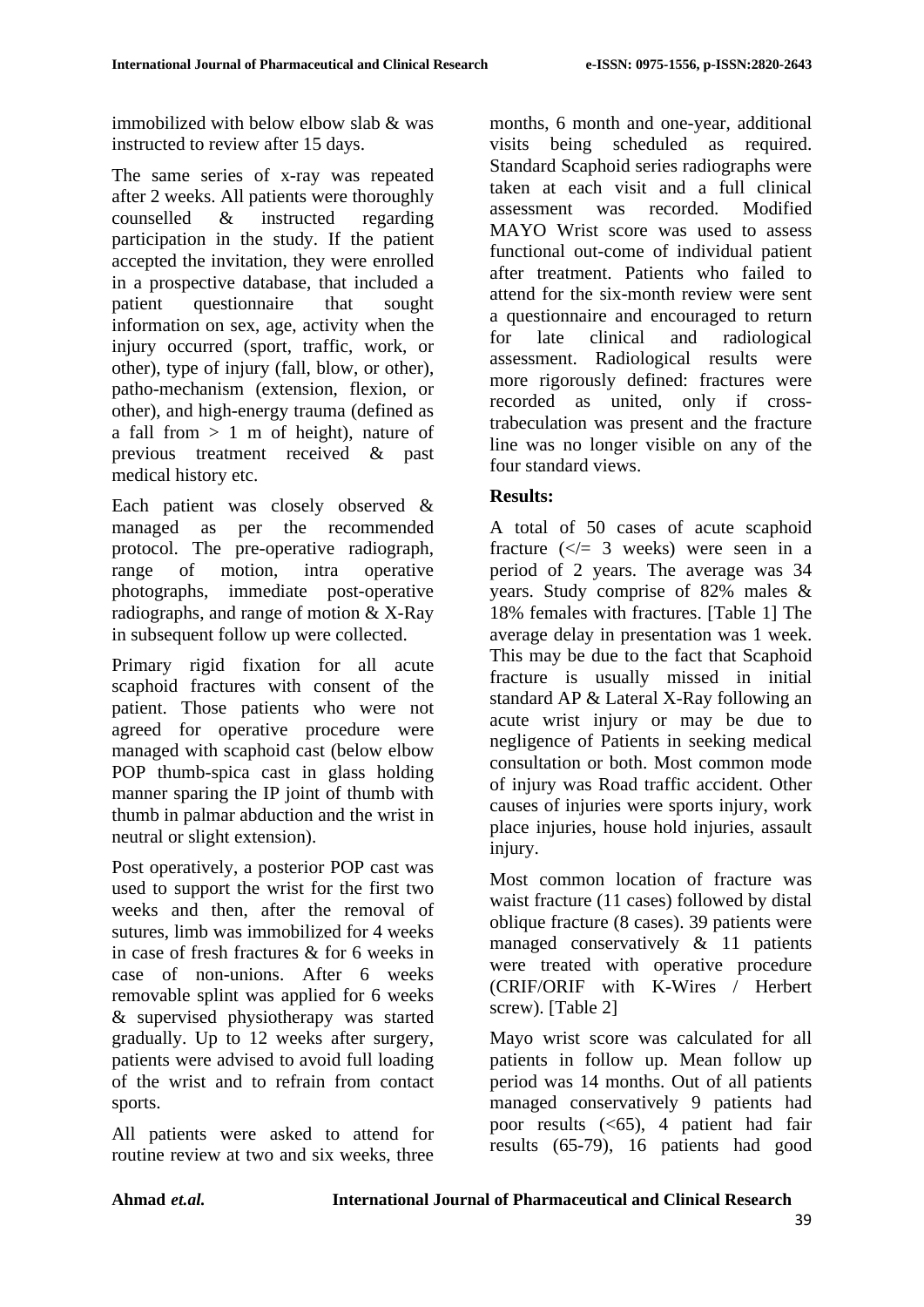immobilized with below elbow slab & was instructed to review after 15 days.

The same series of x-ray was repeated after 2 weeks. All patients were thoroughly counselled & instructed regarding participation in the study. If the patient accepted the invitation, they were enrolled in a prospective database, that included a patient questionnaire that sought information on sex, age, activity when the injury occurred (sport, traffic, work, or other), type of injury (fall, blow, or other), patho-mechanism (extension, flexion, or other), and high-energy trauma (defined as a fall from > 1 m of height), nature of previous treatment received & past medical history etc.

Each patient was closely observed & managed as per the recommended protocol. The pre-operative radiograph, range of motion, intra operative photographs, immediate post-operative radiographs, and range of motion & X-Ray in subsequent follow up were collected.

Primary rigid fixation for all acute scaphoid fractures with consent of the patient. Those patients who were not agreed for operative procedure were managed with scaphoid cast (below elbow POP thumb-spica cast in glass holding manner sparing the IP joint of thumb with thumb in palmar abduction and the wrist in neutral or slight extension).

Post operatively, a posterior POP cast was used to support the wrist for the first two weeks and then, after the removal of sutures, limb was immobilized for 4 weeks in case of fresh fractures & for 6 weeks in case of non-unions. After 6 weeks removable splint was applied for 6 weeks & supervised physiotherapy was started gradually. Up to 12 weeks after surgery, patients were advised to avoid full loading of the wrist and to refrain from contact sports.

All patients were asked to attend for routine review at two and six weeks, three months, 6 month and one-year, additional visits being scheduled as required. Standard Scaphoid series radiographs were taken at each visit and a full clinical assessment was recorded. Modified MAYO Wrist score was used to assess functional out-come of individual patient after treatment. Patients who failed to attend for the six-month review were sent a questionnaire and encouraged to return for late clinical and radiological assessment. Radiological results were more rigorously defined: fractures were recorded as united, only if cross-trabeculation was present and the fracture line was no longer visible on any of the four standard views.

## Results:

A total of 50 cases of acute scaphoid fracture (</= 3 weeks) were seen in a period of 2 years. The average was 34 years. Study comprise of 82% males & 18% females with fractures. [Table 1] The average delay in presentation was 1 week. This may be due to the fact that Scaphoid fracture is usually missed in initial standard AP & Lateral X-Ray following an acute wrist injury or may be due to negligence of Patients in seeking medical consultation or both. Most common mode of injury was Road traffic accident. Other causes of injuries were sports injury, work place injuries, house hold injuries, assault injury.

Most common location of fracture was waist fracture (11 cases) followed by distal oblique fracture (8 cases). 39 patients were managed conservatively & 11 patients were treated with operative procedure (CRIF/ORIF with K-Wires / Herbert screw). [Table 2]

Mayo wrist score was calculated for all patients in follow up. Mean follow up period was 14 months. Out of all patients managed conservatively 9 patients had poor results (<65), 4 patient had fair results (65-79), 16 patients had good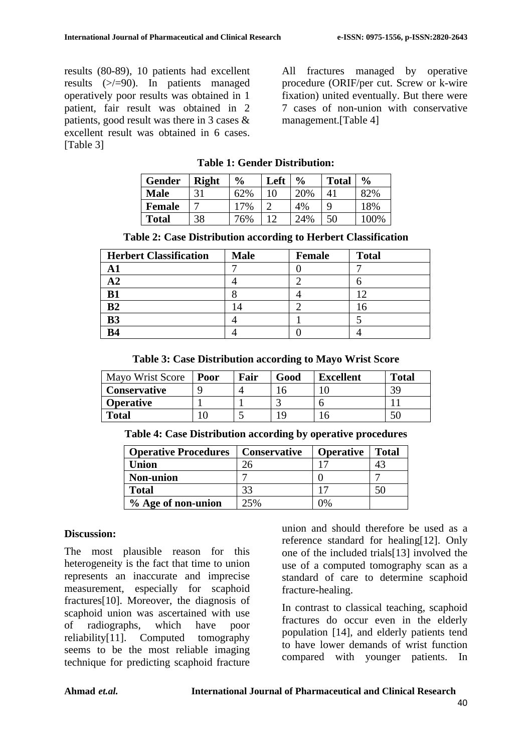results (80-89), 10 patients had excellent results (>/=90). In patients managed operatively poor results was obtained in 1 patient, fair result was obtained in 2 patients, good result was there in 3 cases & excellent result was obtained in 6 cases. [Table 3]

All fractures managed by operative procedure (ORIF/per cut. Screw or k-wire fixation) united eventually. But there were 7 cases of non-union with conservative management.[Table 4]

**Table 1: Gender Distribution:**

| Gender | Right | % | Left | % | Total | % |
|---|---|---|---|---|---|---|
| **Male** | 31 | 62% | 10 | 20% | 41 | 82% |
| **Female** | 7 | 17% | 2 | 4% | 9 | 18% |
| **Total** | 38 | 76% | 12 | 24% | 50 | 100% |

**Table 2: Case Distribution according to Herbert Classification**

| Herbert Classification | Male | Female | Total |
|---|---|---|---|
| **A1** | 7 | 0 | 7 |
| **A2** | 4 | 2 | 6 |
| **B1** | 8 | 4 | 12 |
| **B2** | 14 | 2 | 16 |
| **B3** | 4 | 1 | 5 |
| **B4** | 4 | 0 | 4 |

**Table 3: Case Distribution according to Mayo Wrist Score**

| Mayo Wrist Score | Poor | Fair | Good | Excellent | Total |
|---|---|---|---|---|---|
| **Conservative** | 9 | 4 | 16 | 10 | 39 |
| **Operative** | 1 | 1 | 3 | 6 | 11 |
| **Total** | 10 | 5 | 19 | 16 | 50 |

**Table 4: Case Distribution according by operative procedures**

| Operative Procedures | Conservative | Operative | Total |
|---|---|---|---|
| **Union** | 26 | 17 | 43 |
| **Non-union** | 7 | 0 | 7 |
| **Total** | 33 | 17 | 50 |
| **% Age of non-union** | 25% | 0% | |

**Discussion:**

The most plausible reason for this heterogeneity is the fact that time to union represents an inaccurate and imprecise measurement, especially for scaphoid fractures[10]. Moreover, the diagnosis of scaphoid union was ascertained with use of radiographs, which have poor reliability[11]. Computed tomography seems to be the most reliable imaging technique for predicting scaphoid fracture union and should therefore be used as a reference standard for healing[12]. Only one of the included trials[13] involved the use of a computed tomography scan as a standard of care to determine scaphoid fracture-healing.

In contrast to classical teaching, scaphoid fractures do occur even in the elderly population [14], and elderly patients tend to have lower demands of wrist function compared with younger patients. In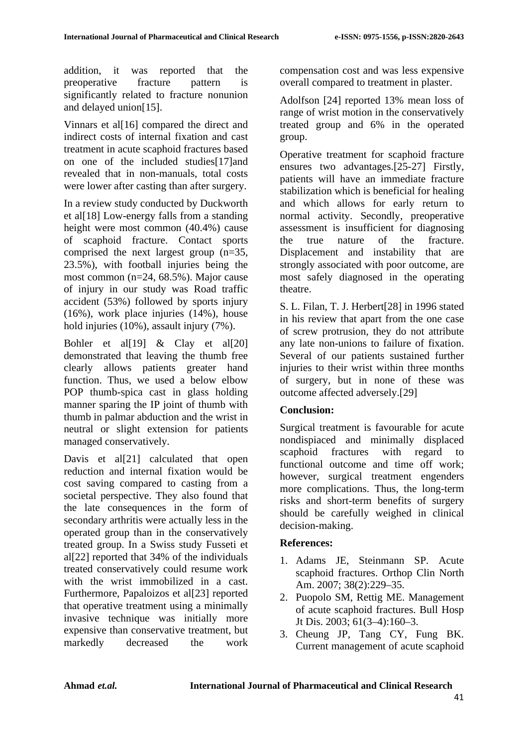addition, it was reported that the preoperative fracture pattern is significantly related to fracture nonunion and delayed union[15].

Vinnars et al[16] compared the direct and indirect costs of internal fixation and cast treatment in acute scaphoid fractures based on one of the included studies[17]and revealed that in non-manuals, total costs were lower after casting than after surgery.

In a review study conducted by Duckworth et al[18] Low-energy falls from a standing height were most common (40.4%) cause of scaphoid fracture. Contact sports comprised the next largest group (n=35, 23.5%), with football injuries being the most common (n=24, 68.5%). Major cause of injury in our study was Road traffic accident (53%) followed by sports injury (16%), work place injuries (14%), house hold injuries (10%), assault injury (7%).

Bohler et al[19] & Clay et al[20] demonstrated that leaving the thumb free clearly allows patients greater hand function. Thus, we used a below elbow POP thumb-spica cast in glass holding manner sparing the IP joint of thumb with thumb in palmar abduction and the wrist in neutral or slight extension for patients managed conservatively.

Davis et al[21] calculated that open reduction and internal fixation would be cost saving compared to casting from a societal perspective. They also found that the late consequences in the form of secondary arthritis were actually less in the operated group than in the conservatively treated group. In a Swiss study Fusseti et al[22] reported that 34% of the individuals treated conservatively could resume work with the wrist immobilized in a cast. Furthermore, Papaloizos et al[23] reported that operative treatment using a minimally invasive technique was initially more expensive than conservative treatment, but markedly decreased the work compensation cost and was less expensive overall compared to treatment in plaster.

Adolfson [24] reported 13% mean loss of range of wrist motion in the conservatively treated group and 6% in the operated group.

Operative treatment for scaphoid fracture ensures two advantages.[25-27] Firstly, patients will have an immediate fracture stabilization which is beneficial for healing and which allows for early return to normal activity. Secondly, preoperative assessment is insufficient for diagnosing the true nature of the fracture. Displacement and instability that are strongly associated with poor outcome, are most safely diagnosed in the operating theatre.

S. L. Filan, T. J. Herbert[28] in 1996 stated in his review that apart from the one case of screw protrusion, they do not attribute any late non-unions to failure of fixation. Several of our patients sustained further injuries to their wrist within three months of surgery, but in none of these was outcome affected adversely.[29]

## Conclusion:

Surgical treatment is favourable for acute nondispiaced and minimally displaced scaphoid fractures with regard to functional outcome and time off work; however, surgical treatment engenders more complications. Thus, the long-term risks and short-term benefits of surgery should be carefully weighed in clinical decision-making.

## References:

1. Adams JE, Steinmann SP. Acute scaphoid fractures. Orthop Clin North Am. 2007; 38(2):229–35.
2. Puopolo SM, Rettig ME. Management of acute scaphoid fractures. Bull Hosp Jt Dis. 2003; 61(3–4):160–3.
3. Cheung JP, Tang CY, Fung BK. Current management of acute scaphoid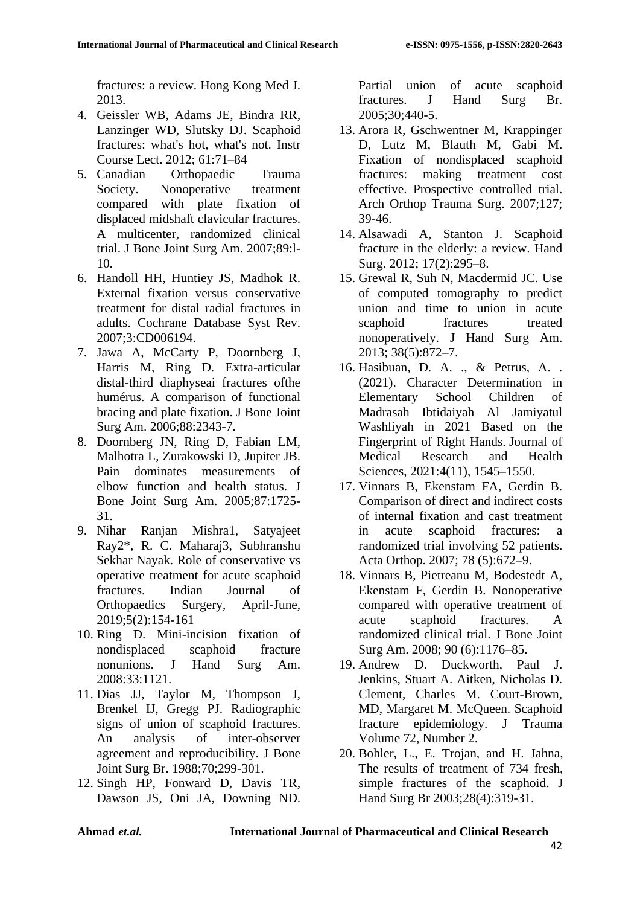fractures: a review. Hong Kong Med J. 2013.

4. Geissler WB, Adams JE, Bindra RR, Lanzinger WD, Slutsky DJ. Scaphoid fractures: what's hot, what's not. Instr Course Lect. 2012; 61:71–84
5. Canadian Orthopaedic Trauma Society. Nonoperative treatment compared with plate fixation of displaced midshaft clavicular fractures. A multicenter, randomized clinical trial. J Bone Joint Surg Am. 2007;89:l-10.
6. Handoll HH, Huntiey JS, Madhok R. External fixation versus conservative treatment for distal radial fractures in adults. Cochrane Database Syst Rev. 2007;3:CD006194.
7. Jawa A, McCarty P, Doornberg J, Harris M, Ring D. Extra-articular distal-third diaphyseai fractures ofthe humérus. A comparison of functional bracing and plate fixation. J Bone Joint Surg Am. 2006;88:2343-7.
8. Doornberg JN, Ring D, Fabian LM, Malhotra L, Zurakowski D, Jupiter JB. Pain dominates measurements of elbow function and health status. J Bone Joint Surg Am. 2005;87:1725-31.
9. Nihar Ranjan Mishra1, Satyajeet Ray2*, R. C. Maharaj3, Subhranshu Sekhar Nayak. Role of conservative vs operative treatment for acute scaphoid fractures. Indian Journal of Orthopaedics Surgery, April-June, 2019;5(2):154-161
10. Ring D. Mini-incision fixation of nondisplaced scaphoid fracture nonunions. J Hand Surg Am. 2008:33:1121.
11. Dias JJ, Taylor M, Thompson J, Brenkel IJ, Gregg PJ. Radiographic signs of union of scaphoid fractures. An analysis of inter-observer agreement and reproducibility. J Bone Joint Surg Br. 1988;70;299-301.
12. Singh HP, Fonward D, Davis TR, Dawson JS, Oni JA, Downing ND. Partial union of acute scaphoid fractures. J Hand Surg Br. 2005;30;440-5.
13. Arora R, Gschwentner M, Krappinger D, Lutz M, Blauth M, Gabi M. Fixation of nondisplaced scaphoid fractures: making treatment cost effective. Prospective controlled trial. Arch Orthop Trauma Surg. 2007;127; 39-46.
14. Alsawadi A, Stanton J. Scaphoid fracture in the elderly: a review. Hand Surg. 2012; 17(2):295–8.
15. Grewal R, Suh N, Macdermid JC. Use of computed tomography to predict union and time to union in acute scaphoid fractures treated nonoperatively. J Hand Surg Am. 2013; 38(5):872–7.
16. Hasibuan, D. A. ., & Petrus, A. . (2021). Character Determination in Elementary School Children of Madrasah Ibtidaiyah Al Jamiyatul Washliyah in 2021 Based on the Fingerprint of Right Hands. Journal of Medical Research and Health Sciences, 2021:4(11), 1545–1550.
17. Vinnars B, Ekenstam FA, Gerdin B. Comparison of direct and indirect costs of internal fixation and cast treatment in acute scaphoid fractures: a randomized trial involving 52 patients. Acta Orthop. 2007; 78 (5):672–9.
18. Vinnars B, Pietreanu M, Bodestedt A, Ekenstam F, Gerdin B. Nonoperative compared with operative treatment of acute scaphoid fractures. A randomized clinical trial. J Bone Joint Surg Am. 2008; 90 (6):1176–85.
19. Andrew D. Duckworth, Paul J. Jenkins, Stuart A. Aitken, Nicholas D. Clement, Charles M. Court-Brown, MD, Margaret M. McQueen. Scaphoid fracture epidemiology. J Trauma Volume 72, Number 2.
20. Bohler, L., E. Trojan, and H. Jahna, The results of treatment of 734 fresh, simple fractures of the scaphoid. J Hand Surg Br 2003;28(4):319-31.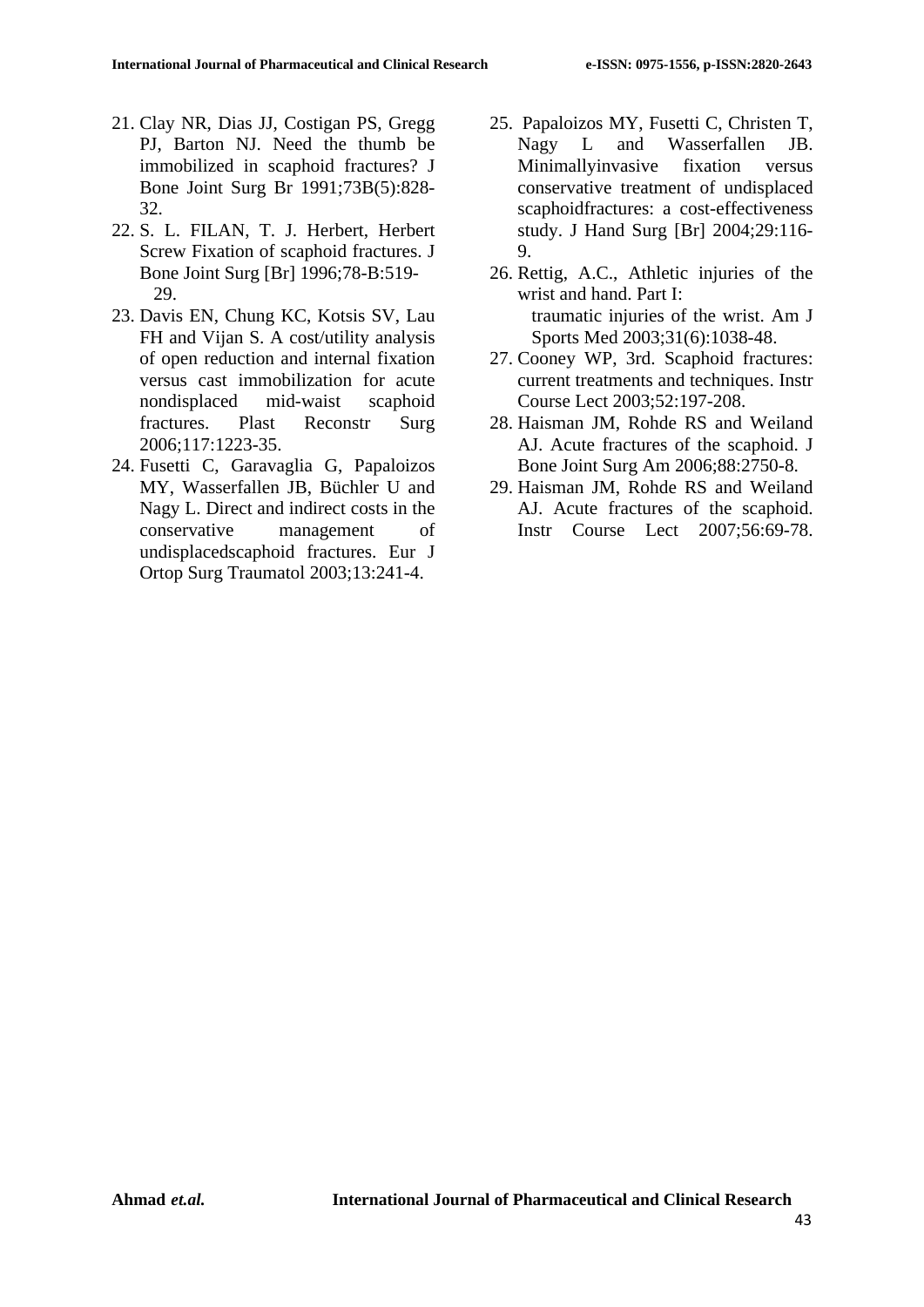21. Clay NR, Dias JJ, Costigan PS, Gregg PJ, Barton NJ. Need the thumb be immobilized in scaphoid fractures? J Bone Joint Surg Br 1991;73B(5):828-32.
22. S. L. FILAN, T. J. Herbert, Herbert Screw Fixation of scaphoid fractures. J Bone Joint Surg [Br] 1996;78-B:519-29.
23. Davis EN, Chung KC, Kotsis SV, Lau FH and Vijan S. A cost/utility analysis of open reduction and internal fixation versus cast immobilization for acute nondisplaced mid-waist scaphoid fractures. Plast Reconstr Surg 2006;117:1223-35.
24. Fusetti C, Garavaglia G, Papaloizos MY, Wasserfallen JB, Büchler U and Nagy L. Direct and indirect costs in the conservative management of undisplacedscaphoid fractures. Eur J Ortop Surg Traumatol 2003;13:241-4.
25. Papaloizos MY, Fusetti C, Christen T, Nagy L and Wasserfallen JB. Minimallyinvasive fixation versus conservative treatment of undisplaced scaphoidfractures: a cost-effectiveness study. J Hand Surg [Br] 2004;29:116-9.
26. Rettig, A.C., Athletic injuries of the wrist and hand. Part I: traumatic injuries of the wrist. Am J Sports Med 2003;31(6):1038-48.
27. Cooney WP, 3rd. Scaphoid fractures: current treatments and techniques. Instr Course Lect 2003;52:197-208.
28. Haisman JM, Rohde RS and Weiland AJ. Acute fractures of the scaphoid. J Bone Joint Surg Am 2006;88:2750-8.
29. Haisman JM, Rohde RS and Weiland AJ. Acute fractures of the scaphoid. Instr Course Lect 2007;56:69-78.